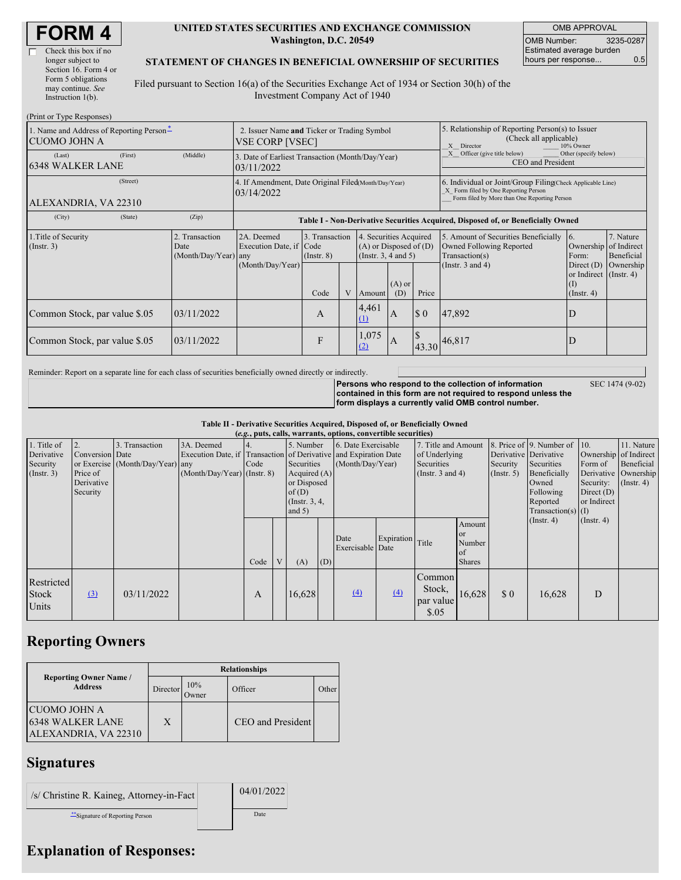# FORM 4

☐ Check this box if no longer subject to Section 16. Form 4 or Form 5 obligations may continue. *See* Instruction 1(b).

**UNITED STATES SECURITIES AND EXCHANGE COMMISSION**
**Washington, D.C. 20549**

**STATEMENT OF CHANGES IN BENEFICIAL OWNERSHIP OF SECURITIES**

Filed pursuant to Section 16(a) of the Securities Exchange Act of 1934 or Section 30(h) of the Investment Company Act of 1940

| OMB APPROVAL | |
|---|---|
| OMB Number: | 3235-0287 |
| Estimated average burden hours per response... | 0.5 |

(Print or Type Responses)

| 1. Name and Address of Reporting Person* | 2. Issuer Name **and** Ticker or Trading Symbol | 5. Relationship of Reporting Person(s) to Issuer (Check all applicable) |
|---|---|---|
| CUOMO JOHN A | VSE CORP [VSEC] | _X_ Director ___ 10% Owner |
| (Last) (First) (Middle) 6348 WALKER LANE | 3. Date of Earliest Transaction (Month/Day/Year) 03/11/2022 | _X_ Officer (give title below) ___ Other (specify below) CEO and President |
| (Street) ALEXANDRIA, VA 22310 | 4. If Amendment, Date Original Filed (Month/Day/Year) 03/14/2022 | 6. Individual or Joint/Group Filing (Check Applicable Line) _X_ Form filed by One Reporting Person ___ Form filed by More than One Reporting Person |
| (City) (State) (Zip) | | |

**Table I - Non-Derivative Securities Acquired, Disposed of, or Beneficially Owned**

| 1.Title of Security (Instr. 3) | 2. Transaction Date (Month/Day/Year) | 2A. Deemed Execution Date, if any (Month/Day/Year) | 3. Transaction Code (Instr. 8) Code | V | 4. Securities Acquired (A) or Disposed of (D) (Instr. 3, 4 and 5) Amount | (A) or (D) | Price | 5. Amount of Securities Beneficially Owned Following Reported Transaction(s) (Instr. 3 and 4) | 6. Ownership Form: Direct (D) or Indirect (I) (Instr. 4) | 7. Nature of Indirect Beneficial Ownership (Instr. 4) |
|---|---|---|---|---|---|---|---|---|---|---|
| Common Stock, par value $.05 | 03/11/2022 | | A | | 4,461 (1) | A | $ 0 | 47,892 | D | |
| Common Stock, par value $.05 | 03/11/2022 | | F | | 1,075 (2) | A | $ 43.30 | 46,817 | D | |

Reminder: Report on a separate line for each class of securities beneficially owned directly or indirectly.

**Persons who respond to the collection of information contained in this form are not required to respond unless the form displays a currently valid OMB control number.** SEC 1474 (9-02)

**Table II - Derivative Securities Acquired, Disposed of, or Beneficially Owned**
**(*e.g.*, puts, calls, warrants, options, convertible securities)**

| 1. Title of Derivative Security (Instr. 3) | 2. Conversion or Exercise Price of Derivative Security | 3. Transaction Date (Month/Day/Year) | 3A. Deemed Execution Date, if any (Month/Day/Year) | 4. Transaction Code (Instr. 8) Code | V | 5. Number of Derivative Securities Acquired (A) or Disposed of (D) (Instr. 3, 4, and 5) (A) | (D) | 6. Date Exercisable and Expiration Date (Month/Day/Year) Date Exercisable | Expiration Date | 7. Title and Amount of Underlying Securities (Instr. 3 and 4) Title | Amount or Number of Shares | 8. Price of Derivative Security (Instr. 5) | 9. Number of Derivative Securities Beneficially Owned Following Reported Transaction(s) (Instr. 4) | 10. Ownership Form of Derivative Security: Direct (D) or Indirect (I) (Instr. 4) | 11. Nature of Indirect Beneficial Ownership (Instr. 4) |
|---|---|---|---|---|---|---|---|---|---|---|---|---|---|---|---|
| Restricted Stock Units | (3) | 03/11/2022 | | A | | 16,628 | | (4) | (4) | Common Stock, par value $.05 | 16,628 | $ 0 | 16,628 | D | |

## Reporting Owners

| Reporting Owner Name / Address | Director | 10% Owner | Officer | Other |
|---|---|---|---|---|
| CUOMO JOHN A<br>6348 WALKER LANE<br>ALEXANDRIA, VA 22310 | X | | CEO and President | |

## Signatures

| /s/ Christine R. Kaineg, Attorney-in-Fact | 04/01/2022 |
|---|---|
| **Signature of Reporting Person | Date |

## Explanation of Responses: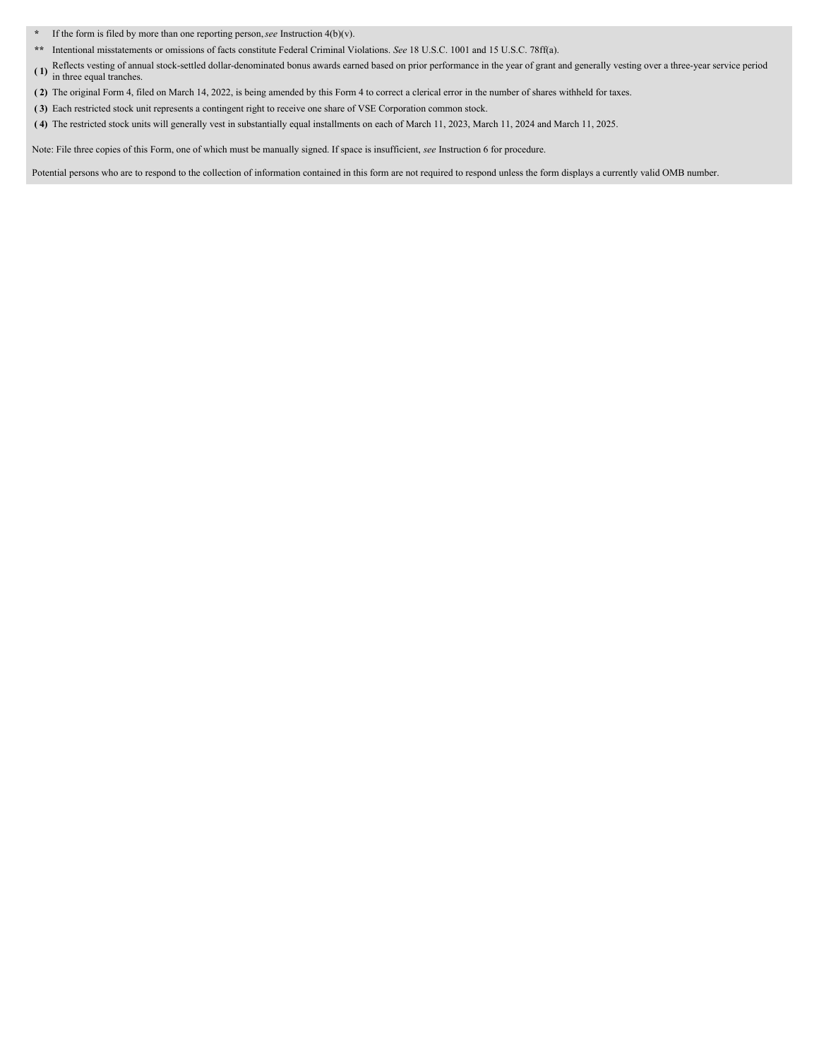\* If the form is filed by more than one reporting person, *see* Instruction 4(b)(v).

\*\* Intentional misstatements or omissions of facts constitute Federal Criminal Violations. *See* 18 U.S.C. 1001 and 15 U.S.C. 78ff(a).

( 1) Reflects vesting of annual stock-settled dollar-denominated bonus awards earned based on prior performance in the year of grant and generally vesting over a three-year service period in three equal tranches.

( 2) The original Form 4, filed on March 14, 2022, is being amended by this Form 4 to correct a clerical error in the number of shares withheld for taxes.

( 3) Each restricted stock unit represents a contingent right to receive one share of VSE Corporation common stock.

( 4) The restricted stock units will generally vest in substantially equal installments on each of March 11, 2023, March 11, 2024 and March 11, 2025.

Note: File three copies of this Form, one of which must be manually signed. If space is insufficient, *see* Instruction 6 for procedure.

Potential persons who are to respond to the collection of information contained in this form are not required to respond unless the form displays a currently valid OMB number.